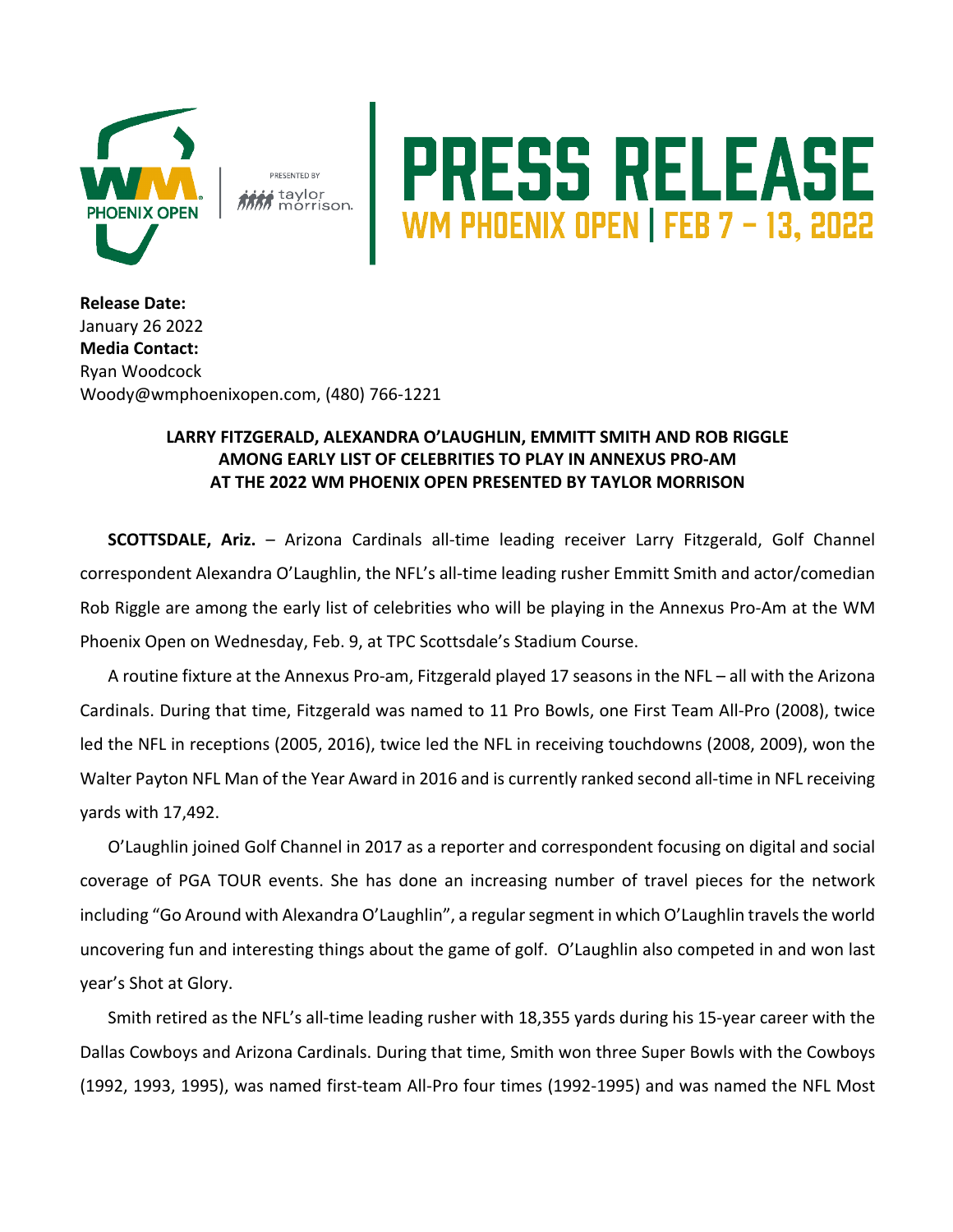# PRESS RELEASE

## WM PHOENIX OPEN | FEB 7 – 13, 2022

PRESENTED BY taylor morrison.

**Release Date:**
January 26 2022
**Media Contact:**
Ryan Woodcock
Woody@wmphoenixopen.com, (480) 766-1221

**LARRY FITZGERALD, ALEXANDRA O'LAUGHLIN, EMMITT SMITH AND ROB RIGGLE AMONG EARLY LIST OF CELEBRITIES TO PLAY IN ANNEXUS PRO-AM AT THE 2022 WM PHOENIX OPEN PRESENTED BY TAYLOR MORRISON**

**SCOTTSDALE, Ariz.** – Arizona Cardinals all-time leading receiver Larry Fitzgerald, Golf Channel correspondent Alexandra O'Laughlin, the NFL's all-time leading rusher Emmitt Smith and actor/comedian Rob Riggle are among the early list of celebrities who will be playing in the Annexus Pro-Am at the WM Phoenix Open on Wednesday, Feb. 9, at TPC Scottsdale's Stadium Course.

A routine fixture at the Annexus Pro-am, Fitzgerald played 17 seasons in the NFL – all with the Arizona Cardinals. During that time, Fitzgerald was named to 11 Pro Bowls, one First Team All-Pro (2008), twice led the NFL in receptions (2005, 2016), twice led the NFL in receiving touchdowns (2008, 2009), won the Walter Payton NFL Man of the Year Award in 2016 and is currently ranked second all-time in NFL receiving yards with 17,492.

O'Laughlin joined Golf Channel in 2017 as a reporter and correspondent focusing on digital and social coverage of PGA TOUR events. She has done an increasing number of travel pieces for the network including "Go Around with Alexandra O'Laughlin", a regular segment in which O'Laughlin travels the world uncovering fun and interesting things about the game of golf. O'Laughlin also competed in and won last year's Shot at Glory.

Smith retired as the NFL's all-time leading rusher with 18,355 yards during his 15-year career with the Dallas Cowboys and Arizona Cardinals. During that time, Smith won three Super Bowls with the Cowboys (1992, 1993, 1995), was named first-team All-Pro four times (1992-1995) and was named the NFL Most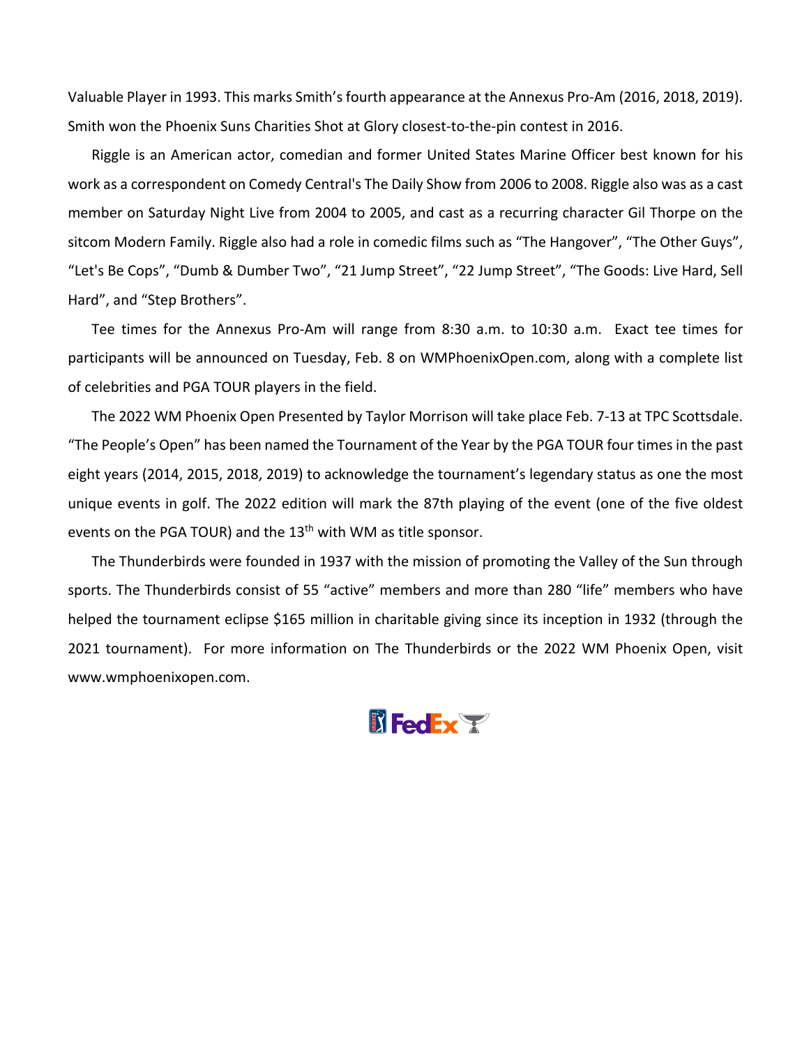Valuable Player in 1993. This marks Smith's fourth appearance at the Annexus Pro-Am (2016, 2018, 2019). Smith won the Phoenix Suns Charities Shot at Glory closest-to-the-pin contest in 2016.

Riggle is an American actor, comedian and former United States Marine Officer best known for his work as a correspondent on Comedy Central's The Daily Show from 2006 to 2008. Riggle also was as a cast member on Saturday Night Live from 2004 to 2005, and cast as a recurring character Gil Thorpe on the sitcom Modern Family. Riggle also had a role in comedic films such as "The Hangover", "The Other Guys", "Let's Be Cops", "Dumb & Dumber Two", "21 Jump Street", "22 Jump Street", "The Goods: Live Hard, Sell Hard", and "Step Brothers".

Tee times for the Annexus Pro-Am will range from 8:30 a.m. to 10:30 a.m. Exact tee times for participants will be announced on Tuesday, Feb. 8 on WMPhoenixOpen.com, along with a complete list of celebrities and PGA TOUR players in the field.

The 2022 WM Phoenix Open Presented by Taylor Morrison will take place Feb. 7-13 at TPC Scottsdale. "The People's Open" has been named the Tournament of the Year by the PGA TOUR four times in the past eight years (2014, 2015, 2018, 2019) to acknowledge the tournament's legendary status as one the most unique events in golf. The 2022 edition will mark the 87th playing of the event (one of the five oldest events on the PGA TOUR) and the 13th with WM as title sponsor.

The Thunderbirds were founded in 1937 with the mission of promoting the Valley of the Sun through sports. The Thunderbirds consist of 55 "active" members and more than 280 "life" members who have helped the tournament eclipse $165 million in charitable giving since its inception in 1932 (through the 2021 tournament). For more information on The Thunderbirds or the 2022 WM Phoenix Open, visit www.wmphoenixopen.com.

FedEx